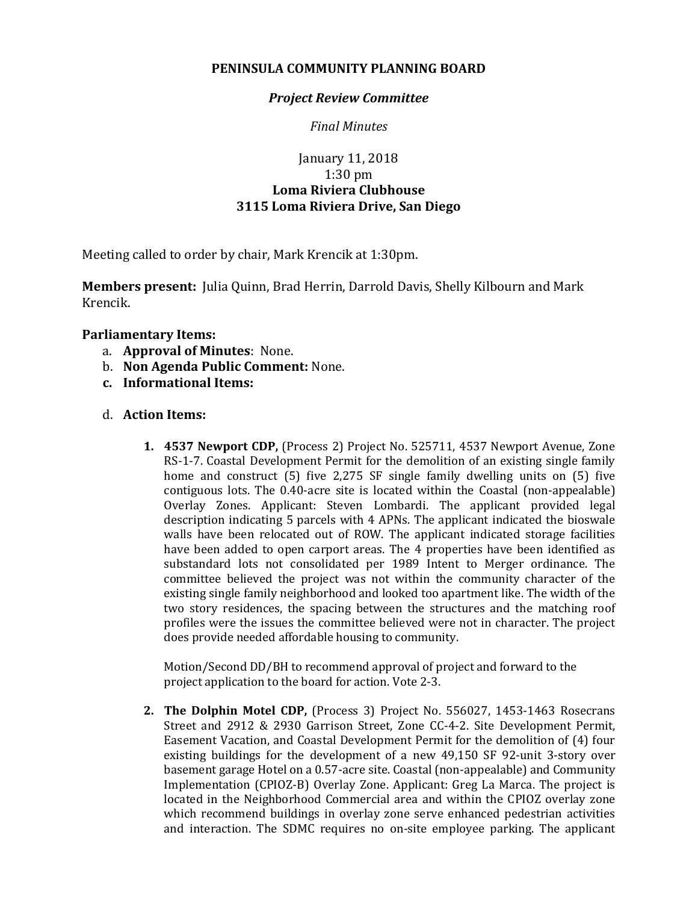# PENINSULA COMMUNITY PLANNING BOARD

## *Project Review Committee*

*Final Minutes*

January 11, 2018
1:30 pm
**Loma Riviera Clubhouse**
**3115 Loma Riviera Drive, San Diego**

Meeting called to order by chair, Mark Krencik at 1:30pm.

**Members present:** Julia Quinn, Brad Herrin, Darrold Davis, Shelly Kilbourn and Mark Krencik.

**Parliamentary Items:**

a. **Approval of Minutes**: None.
b. **Non Agenda Public Comment:** None.
c. **Informational Items:**

d. **Action Items:**

1. **4537 Newport CDP,** (Process 2) Project No. 525711, 4537 Newport Avenue, Zone RS-1-7. Coastal Development Permit for the demolition of an existing single family home and construct (5) five 2,275 SF single family dwelling units on (5) five contiguous lots. The 0.40-acre site is located within the Coastal (non-appealable) Overlay Zones. Applicant: Steven Lombardi. The applicant provided legal description indicating 5 parcels with 4 APNs. The applicant indicated the bioswale walls have been relocated out of ROW. The applicant indicated storage facilities have been added to open carport areas. The 4 properties have been identified as substandard lots not consolidated per 1989 Intent to Merger ordinance. The committee believed the project was not within the community character of the existing single family neighborhood and looked too apartment like. The width of the two story residences, the spacing between the structures and the matching roof profiles were the issues the committee believed were not in character. The project does provide needed affordable housing to community.

   Motion/Second DD/BH to recommend approval of project and forward to the project application to the board for action. Vote 2-3.

2. **The Dolphin Motel CDP,** (Process 3) Project No. 556027, 1453-1463 Rosecrans Street and 2912 & 2930 Garrison Street, Zone CC-4-2. Site Development Permit, Easement Vacation, and Coastal Development Permit for the demolition of (4) four existing buildings for the development of a new 49,150 SF 92-unit 3-story over basement garage Hotel on a 0.57-acre site. Coastal (non-appealable) and Community Implementation (CPIOZ-B) Overlay Zone. Applicant: Greg La Marca. The project is located in the Neighborhood Commercial area and within the CPIOZ overlay zone which recommend buildings in overlay zone serve enhanced pedestrian activities and interaction. The SDMC requires no on-site employee parking. The applicant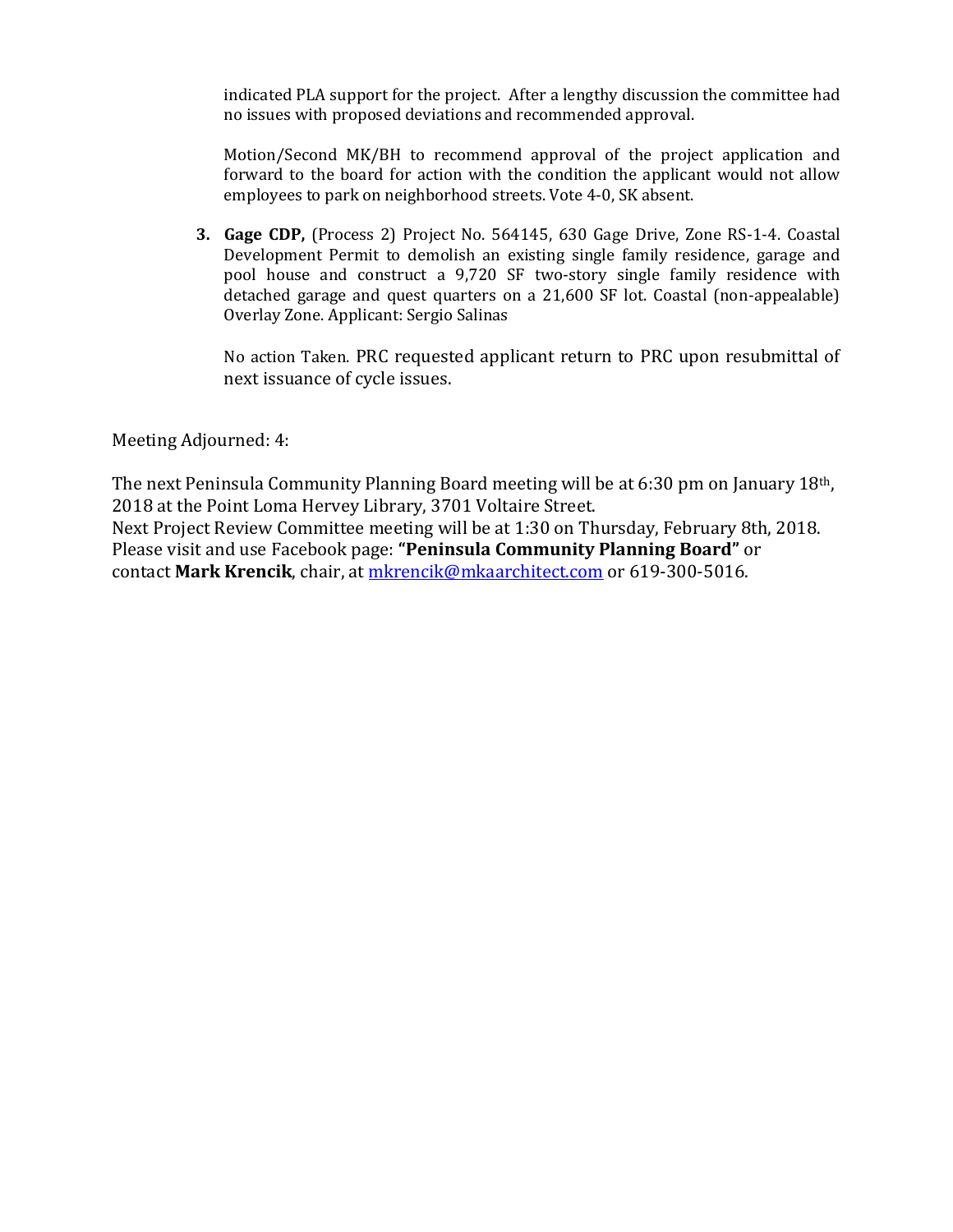indicated PLA support for the project. After a lengthy discussion the committee had no issues with proposed deviations and recommended approval.

Motion/Second MK/BH to recommend approval of the project application and forward to the board for action with the condition the applicant would not allow employees to park on neighborhood streets. Vote 4-0, SK absent.

3. **Gage CDP,** (Process 2) Project No. 564145, 630 Gage Drive, Zone RS-1-4. Coastal Development Permit to demolish an existing single family residence, garage and pool house and construct a 9,720 SF two-story single family residence with detached garage and quest quarters on a 21,600 SF lot. Coastal (non-appealable) Overlay Zone. Applicant: Sergio Salinas

   No action Taken. PRC requested applicant return to PRC upon resubmittal of next issuance of cycle issues.

Meeting Adjourned: 4:

The next Peninsula Community Planning Board meeting will be at 6:30 pm on January 18th, 2018 at the Point Loma Hervey Library, 3701 Voltaire Street.
Next Project Review Committee meeting will be at 1:30 on Thursday, February 8th, 2018.
Please visit and use Facebook page: **"Peninsula Community Planning Board"** or contact **Mark Krencik**, chair, at mkrencik@mkaarchitect.com or 619-300-5016.